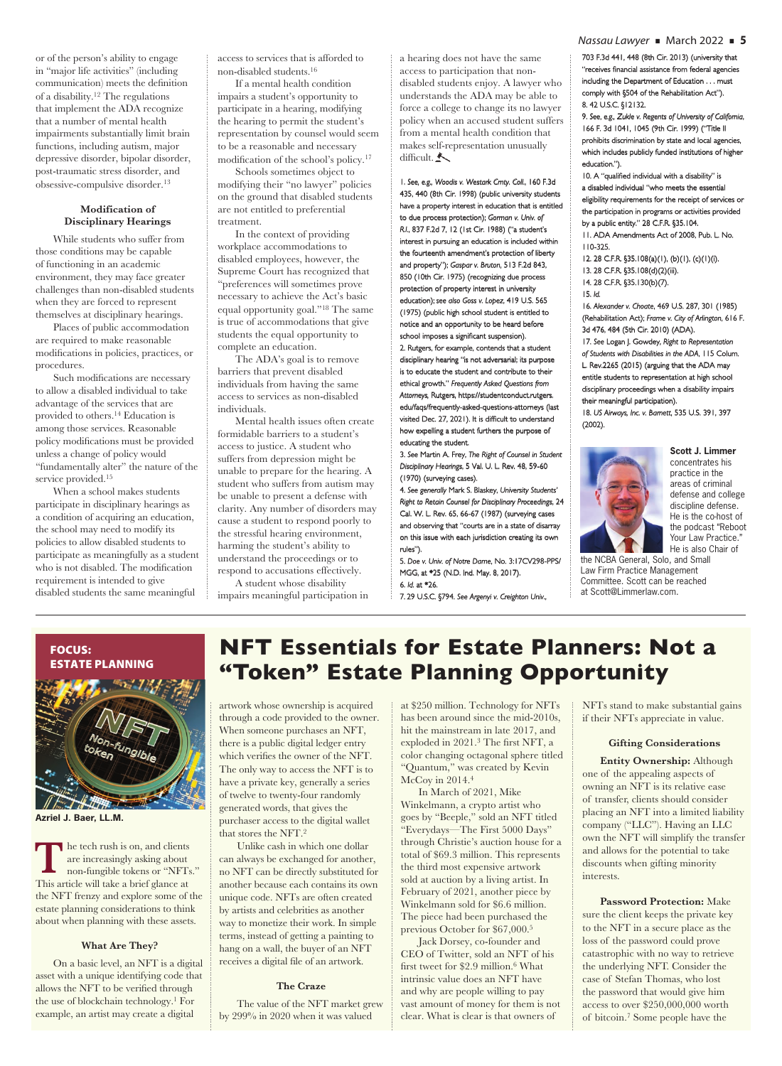or of the person's ability to engage in "major life activities" (including communication) meets the definition of a disability.[12] The regulations that implement the ADA recognize that a number of mental health impairments substantially limit brain functions, including autism, major depressive disorder, bipolar disorder, post-traumatic stress disorder, and obsessive-compulsive disorder.[13]

**Modification of Disciplinary Hearings**

While students who suffer from those conditions may be capable of functioning in an academic environment, they may face greater challenges than non-disabled students when they are forced to represent themselves at disciplinary hearings.

Places of public accommodation are required to make reasonable modifications in policies, practices, or procedures.

Such modifications are necessary to allow a disabled individual to take advantage of the services that are provided to others.[14] Education is among those services. Reasonable policy modifications must be provided unless a change of policy would "fundamentally alter" the nature of the service provided.[15]

When a school makes students participate in disciplinary hearings as a condition of acquiring an education, the school may need to modify its policies to allow disabled students to participate as meaningfully as a student who is not disabled. The modification requirement is intended to give disabled students the same meaningful access to services that is afforded to non-disabled students.[16]

If a mental health condition impairs a student's opportunity to participate in a hearing, modifying the hearing to permit the student's representation by counsel would seem to be a reasonable and necessary modification of the school's policy.[17]

Schools sometimes object to modifying their "no lawyer" policies on the ground that disabled students are not entitled to preferential treatment.

In the context of providing workplace accommodations to disabled employees, however, the Supreme Court has recognized that "preferences will sometimes prove necessary to achieve the Act's basic equal opportunity goal."[18] The same is true of accommodations that give students the equal opportunity to complete an education.

The ADA's goal is to remove barriers that prevent disabled individuals from having the same access to services as non-disabled individuals.

Mental health issues often create formidable barriers to a student's access to justice. A student who suffers from depression might be unable to prepare for the hearing. A student who suffers from autism may be unable to present a defense with clarity. Any number of disorders may cause a student to respond poorly to the stressful hearing environment, harming the student's ability to understand the proceedings or to respond to accusations effectively.

A student whose disability impairs meaningful participation in a hearing does not have the same access to participation that non-disabled students enjoy. A lawyer who understands the ADA may be able to force a college to change its no lawyer policy when an accused student suffers from a mental health condition that makes self-representation unusually difficult.

1. *See, e.g., Woodis v. Westark Cmty. Coll.*, 160 F.3d 435, 440 (8th Cir. 1998) (public university students have a property interest in education that is entitled to due process protection); *Gorman v. Univ. of R.I.*, 837 F.2d 7, 12 (1st Cir. 1988) ("a student's interest in pursuing an education is included within the fourteenth amendment's protection of liberty and property"); *Gaspar v. Bruton*, 513 F.2d 843, 850 (10th Cir. 1975) (recognizing due process protection of property interest in university education); *see also Goss v. Lopez*, 419 U.S. 565 (1975) (public high school student is entitled to notice and an opportunity to be heard before school imposes a significant suspension).

2. Rutgers, for example, contends that a student disciplinary hearing "is not adversarial; its purpose is to educate the student and contribute to their ethical growth." *Frequently Asked Questions from Attorneys*, Rutgers, https://studentconduct.rutgers.edu/faqs/frequently-asked-questions-attorneys (last visited Dec. 27, 2021). It is difficult to understand how expelling a student furthers the purpose of educating the student.

3. *See* Martin A. Frey, *The Right of Counsel in Student Disciplinary Hearings*, 5 Val. U. L. Rev. 48, 59-60 (1970) (surveying cases).

4. *See generally* Mark S. Blaskey, *University Students' Right to Retain Counsel for Disciplinary Proceedings*, 24 Cal. W. L. Rev. 65, 66-67 (1987) (surveying cases and observing that "courts are in a state of disarray on this issue with each jurisdiction creating its own rules").

5. *Doe v. Univ. of Notre Dame*, No. 3:17CV298-PPS/MGG, at *25 (N.D. Ind. May. 8, 2017).

6. *Id.* at *26.

7. 29 U.S.C. §794. *See Argenyi v. Creighton Univ.*, 703 F.3d 441, 448 (8th Cir. 2013) (university that "receives financial assistance from federal agencies including the Department of Education . . . must comply with §504 of the Rehabilitation Act").

8. 42 U.S.C. §12132.

9. *See, e.g., Zukle v. Regents of University of California*, 166 F. 3d 1041, 1045 (9th Cir. 1999) ("Title II prohibits discrimination by state and local agencies, which includes publicly funded institutions of higher education.").

10. A "qualified individual with a disability" is a disabled individual "who meets the essential eligibility requirements for the receipt of services or the participation in programs or activities provided by a public entity." 28 C.F.R. §35.104.

11. ADA Amendments Act of 2008, Pub. L. No. 110-325.

12. 28 C.F.R. §35.108(a)(1), (b)(1), (c)(1)(i).

13. 28 C.F.R. §35.108(d)(2)(iii).

14. 28 C.F.R. §35.130(b)(7).

15. *Id.*

16. *Alexander v. Choate*, 469 U.S. 287, 301 (1985) (Rehabilitation Act); *Frame v. City of Arlington*, 616 F. 3d 476, 484 (5th Cir. 2010) (ADA).

17. *See* Logan J. Gowdey, *Right to Representation of Students with Disabilities in the ADA*, 115 Colum. L. Rev.2265 (2015) (arguing that the ADA may entitle students to representation at high school disciplinary proceedings when a disability impairs their meaningful participation).

18. *US Airways, Inc. v. Barnett*, 535 U.S. 391, 397 (2002).

**Scott J. Limmer** concentrates his practice in the areas of criminal defense and college discipline defense. He is the co-host of the podcast "Reboot Your Law Practice." He is also Chair of the NCBA General, Solo, and Small Law Firm Practice Management Committee. Scott can be reached at Scott@Limmerlaw.com.

---

**FOCUS: ESTATE PLANNING**

# NFT Essentials for Estate Planners: Not a "Token" Estate Planning Opportunity

**Azriel J. Baer, LL.M.**

The tech rush is on, and clients are increasingly asking about non-fungible tokens or "NFTs." This article will take a brief glance at the NFT frenzy and explore some of the estate planning considerations to think about when planning with these assets.

**What Are They?**

On a basic level, an NFT is a digital asset with a unique identifying code that allows the NFT to be verified through the use of blockchain technology.[1] For example, an artist may create a digital artwork whose ownership is acquired through a code provided to the owner. When someone purchases an NFT, there is a public digital ledger entry which verifies the owner of the NFT. The only way to access the NFT is to have a private key, generally a series of twelve to twenty-four randomly generated words, that gives the purchaser access to the digital wallet that stores the NFT.[2]

Unlike cash in which one dollar can always be exchanged for another, no NFT can be directly substituted for another because each contains its own unique code. NFTs are often created by artists and celebrities as another way to monetize their work. In simple terms, instead of getting a painting to hang on a wall, the buyer of an NFT receives a digital file of an artwork.

**The Craze**

The value of the NFT market grew by 299% in 2020 when it was valued at $250 million. Technology for NFTs has been around since the mid-2010s, hit the mainstream in late 2017, and exploded in 2021.[3] The first NFT, a color changing octagonal sphere titled "Quantum," was created by Kevin McCoy in 2014.[4]

In March of 2021, Mike Winkelmann, a crypto artist who goes by "Beeple," sold an NFT titled "Everydays—The First 5000 Days" through Christie's auction house for a total of $69.3 million. This represents the third most expensive artwork sold at auction by a living artist. In February of 2021, another piece by Winkelmann sold for $6.6 million. The piece had been purchased the previous October for $67,000.[5]

Jack Dorsey, co-founder and CEO of Twitter, sold an NFT of his first tweet for $2.9 million.[6] What intrinsic value does an NFT have and why are people willing to pay vast amount of money for them is not clear. What is clear is that owners of NFTs stand to make substantial gains if their NFTs appreciate in value.

**Gifting Considerations**

**Entity Ownership:** Although one of the appealing aspects of owning an NFT is its relative ease of transfer, clients should consider placing an NFT into a limited liability company ("LLC"). Having an LLC own the NFT will simplify the transfer and allows for the potential to take discounts when gifting minority interests.

**Password Protection:** Make sure the client keeps the private key to the NFT in a secure place as the loss of the password could prove catastrophic with no way to retrieve the underlying NFT. Consider the case of Stefan Thomas, who lost the password that would give him access to over $250,000,000 worth of bitcoin.[7] Some people have the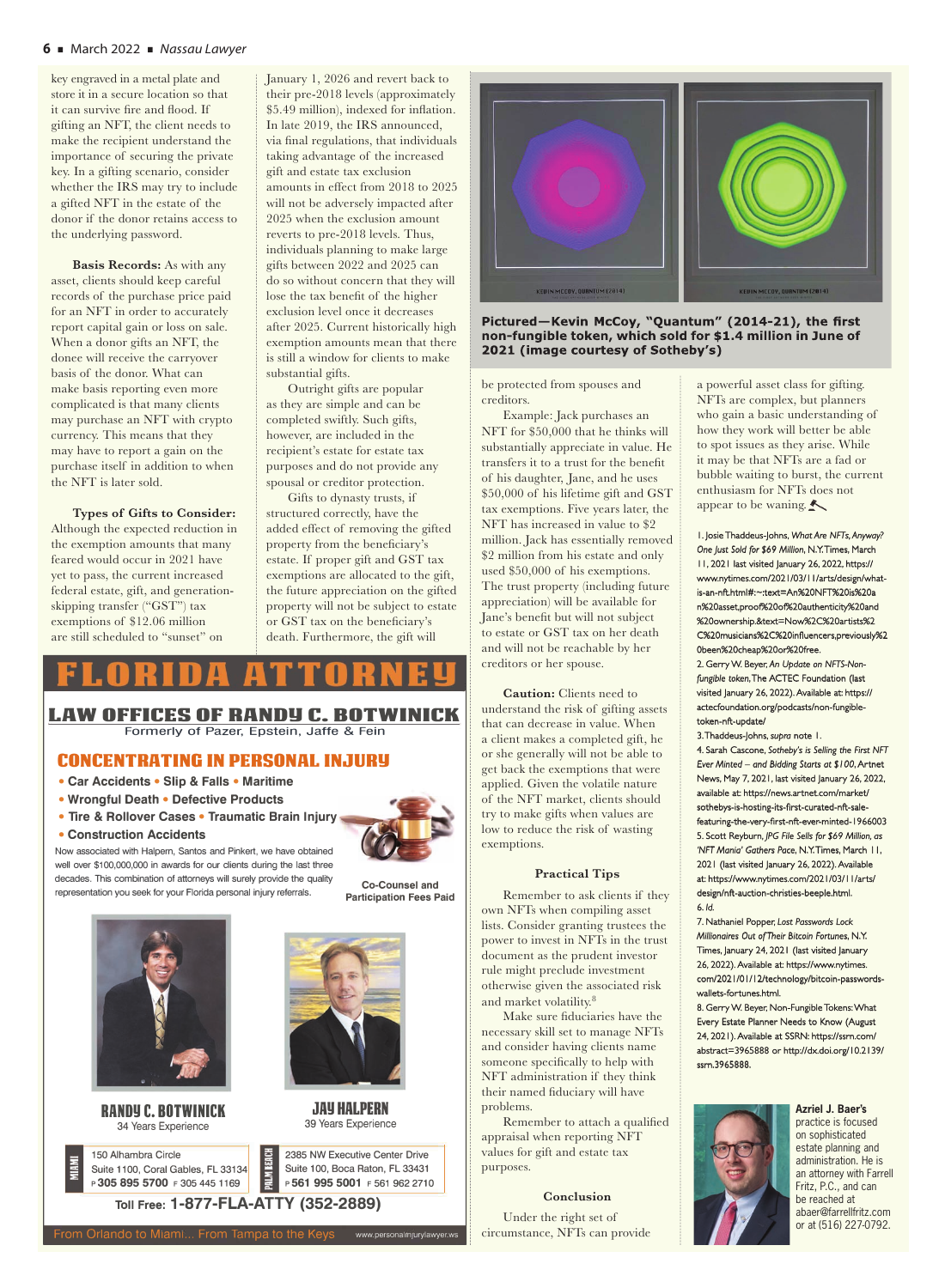key engraved in a metal plate and store it in a secure location so that it can survive fire and flood. If gifting an NFT, the client needs to make the recipient understand the importance of securing the private key. In a gifting scenario, consider whether the IRS may try to include a gifted NFT in the estate of the donor if the donor retains access to the underlying password.

**Basis Records:** As with any asset, clients should keep careful records of the purchase price paid for an NFT in order to accurately report capital gain or loss on sale. When a donor gifts an NFT, the donee will receive the carryover basis of the donor. What can make basis reporting even more complicated is that many clients may purchase an NFT with crypto currency. This means that they may have to report a gain on the purchase itself in addition to when the NFT is later sold.

**Types of Gifts to Consider:** Although the expected reduction in the exemption amounts that many feared would occur in 2021 have yet to pass, the current increased federal estate, gift, and generation-skipping transfer ("GST") tax exemptions of $12.06 million are still scheduled to "sunset" on January 1, 2026 and revert back to their pre-2018 levels (approximately $5.49 million), indexed for inflation. In late 2019, the IRS announced, via final regulations, that individuals taking advantage of the increased gift and estate tax exclusion amounts in effect from 2018 to 2025 will not be adversely impacted after 2025 when the exclusion amount reverts to pre-2018 levels. Thus, individuals planning to make large gifts between 2022 and 2025 can do so without concern that they will lose the tax benefit of the higher exclusion level once it decreases after 2025. Current historically high exemption amounts mean that there is still a window for clients to make substantial gifts.

Outright gifts are popular as they are simple and can be completed swiftly. Such gifts, however, are included in the recipient's estate for estate tax purposes and do not provide any spousal or creditor protection.

Gifts to dynasty trusts, if structured correctly, have the added effect of removing the gifted property from the beneficiary's estate. If proper gift and GST tax exemptions are allocated to the gift, the future appreciation on the gifted property will not be subject to estate or GST tax on the beneficiary's death. Furthermore, the gift will be protected from spouses and creditors.

Example: Jack purchases an NFT for $50,000 that he thinks will substantially appreciate in value. He transfers it to a trust for the benefit of his daughter, Jane, and he uses $50,000 of his lifetime gift and GST tax exemptions. Five years later, the NFT has increased in value to $2 million. Jack has essentially removed $2 million from his estate and only used $50,000 of his exemptions. The trust property (including future appreciation) will be available for Jane's benefit but will not subject to estate or GST tax on her death and will not be reachable by her creditors or her spouse.

**Pictured—Kevin McCoy, "Quantum" (2014-21), the first non-fungible token, which sold for $1.4 million in June of 2021 (image courtesy of Sotheby's)**

**Caution:** Clients need to understand the risk of gifting assets that can decrease in value. When a client makes a completed gift, he or she generally will not be able to get back the exemptions that were applied. Given the volatile nature of the NFT market, clients should try to make gifts when values are low to reduce the risk of wasting exemptions.

### Practical Tips

Remember to ask clients if they own NFTs when compiling asset lists. Consider granting trustees the power to invest in NFTs in the trust document as the prudent investor rule might preclude investment otherwise given the associated risk and market volatility.[8]

Make sure fiduciaries have the necessary skill set to manage NFTs and consider having clients name someone specifically to help with NFT administration if they think their named fiduciary will have problems.

Remember to attach a qualified appraisal when reporting NFT values for gift and estate tax purposes.

### Conclusion

Under the right set of circumstance, NFTs can provide a powerful asset class for gifting. NFTs are complex, but planners who gain a basic understanding of how they work will better be able to spot issues as they arise. While it may be that NFTs are a fad or bubble waiting to burst, the current enthusiasm for NFTs does not appear to be waning.

1. Josie Thaddeus-Johns, *What Are NFTs, Anyway? One Just Sold for $69 Million*, N.Y. Times, March 11, 2021 last visited January 26, 2022, https://www.nytimes.com/2021/03/11/arts/design/what-is-an-nft.html#:~:text=An%20NFT%20is%20a n%20asset,proof%20of%20authenticity%20and %20ownership.&text=Now%2C%20artists%2 C%20musicians%2C%20influencers,previously%2 0been%20cheap%20or%20free.
2. Gerry W. Beyer, *An Update on NFTS-Non-fungible token*, The ACTEC Foundation (last visited January 26, 2022). Available at: https://actecfoundation.org/podcasts/non-fungible-token-nft-update/
3. Thaddeus-Johns, *supra* note 1.
4. Sarah Cascone, *Sotheby's is Selling the First NFT Ever Minted – and Bidding Starts at $100*, Artnet News, May 7, 2021, last visited January 26, 2022, available at: https://news.artnet.com/market/sothebys-is-hosting-its-first-curated-nft-sale-featuring-the-very-first-nft-ever-minted-1966003
5. Scott Reyburn, *JPG File Sells for $69 Million, as 'NFT Mania' Gathers Pace*, N.Y. Times, March 11, 2021 (last visited January 26, 2022). Available at: https://www.nytimes.com/2021/03/11/arts/design/nft-auction-christies-beeple.html.
6. *Id.*
7. Nathaniel Popper, *Lost Passwords Lock Millionaires Out of Their Bitcoin Fortunes*, N.Y. Times, January 24, 2021 (last visited January 26, 2022). Available at: https://www.nytimes.com/2021/01/12/technology/bitcoin-passwords-wallets-fortunes.html.
8. Gerry W. Beyer, Non-Fungible Tokens: What Every Estate Planner Needs to Know (August 24, 2021). Available at SSRN: https://ssrn.com/abstract=3965888 or http://dx.doi.org/10.2139/ssrn.3965888.

**Azriel J. Baer's** practice is focused on sophisticated estate planning and administration. He is an attorney with Farrell Fritz, P.C., and can be reached at abaer@farrellfritz.com or at (516) 227-0792.

# FLORIDA ATTORNEY

## LAW OFFICES OF RANDY C. BOTWINICK

Formerly of Pazer, Epstein, Jaffe & Fein

### CONCENTRATING IN PERSONAL INJURY

- Car Accidents • Slip & Falls • Maritime
- Wrongful Death • Defective Products
- Tire & Rollover Cases • Traumatic Brain Injury
- Construction Accidents

Now associated with Halpern, Santos and Pinkert, we have obtained well over $100,000,000 in awards for our clients during the last three decades. This combination of attorneys will surely provide the quality representation you seek for your Florida personal injury referrals.

Co-Counsel and Participation Fees Paid

**RANDY C. BOTWINICK**
34 Years Experience

**JAY HALPERN**
39 Years Experience

MIAMI
150 Alhambra Circle
Suite 1100, Coral Gables, FL 33134
P 305 895 5700 F 305 445 1169

PALM BEACH
2385 NW Executive Center Drive
Suite 100, Boca Raton, FL 33431
P 561 995 5001 F 561 962 2710

Toll Free: 1-877-FLA-ATTY (352-2889)

From Orlando to Miami... From Tampa to the Keys www.personalinjurylawyer.ws